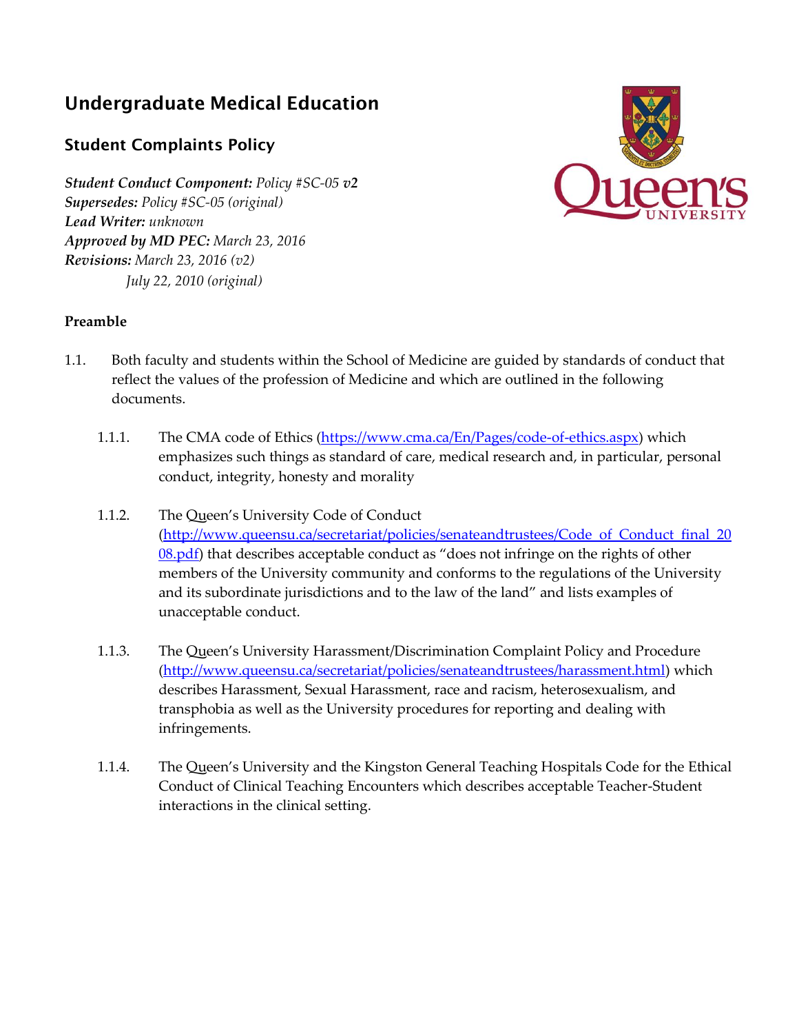# Undergraduate Medical Education

## Student Complaints Policy

***Student Conduct Component:*** *Policy #SC-05* ***v2***
***Supersedes:*** *Policy #SC-05 (original)*
***Lead Writer:*** *unknown*
***Approved by MD PEC:*** *March 23, 2016*
***Revisions:*** *March 23, 2016 (v2)*
*July 22, 2010 (original)*

### Preamble

1.1. Both faculty and students within the School of Medicine are guided by standards of conduct that reflect the values of the profession of Medicine and which are outlined in the following documents.

1.1.1. The CMA code of Ethics (https://www.cma.ca/En/Pages/code-of-ethics.aspx) which emphasizes such things as standard of care, medical research and, in particular, personal conduct, integrity, honesty and morality

1.1.2. The Queen's University Code of Conduct (http://www.queensu.ca/secretariat/policies/senateandtrustees/Code_of_Conduct_final_2008.pdf) that describes acceptable conduct as "does not infringe on the rights of other members of the University community and conforms to the regulations of the University and its subordinate jurisdictions and to the law of the land" and lists examples of unacceptable conduct.

1.1.3. The Queen's University Harassment/Discrimination Complaint Policy and Procedure (http://www.queensu.ca/secretariat/policies/senateandtrustees/harassment.html) which describes Harassment, Sexual Harassment, race and racism, heterosexualism, and transphobia as well as the University procedures for reporting and dealing with infringements.

1.1.4. The Queen's University and the Kingston General Teaching Hospitals Code for the Ethical Conduct of Clinical Teaching Encounters which describes acceptable Teacher-Student interactions in the clinical setting.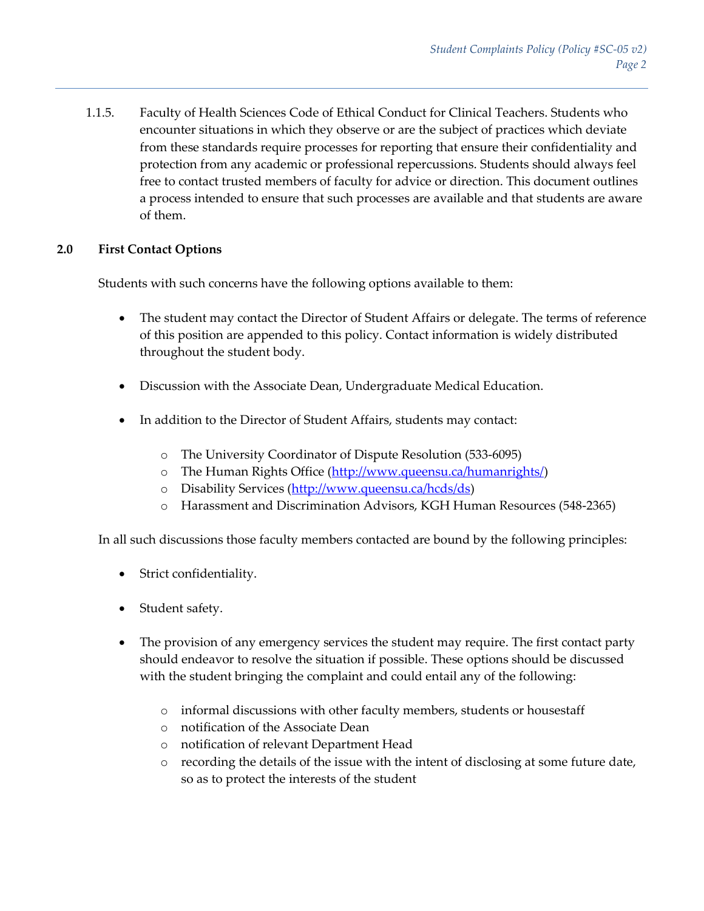1.1.5. Faculty of Health Sciences Code of Ethical Conduct for Clinical Teachers. Students who encounter situations in which they observe or are the subject of practices which deviate from these standards require processes for reporting that ensure their confidentiality and protection from any academic or professional repercussions. Students should always feel free to contact trusted members of faculty for advice or direction. This document outlines a process intended to ensure that such processes are available and that students are aware of them.

## 2.0 First Contact Options

Students with such concerns have the following options available to them:

- The student may contact the Director of Student Affairs or delegate. The terms of reference of this position are appended to this policy. Contact information is widely distributed throughout the student body.
- Discussion with the Associate Dean, Undergraduate Medical Education.
- In addition to the Director of Student Affairs, students may contact:
  - The University Coordinator of Dispute Resolution (533-6095)
  - The Human Rights Office (http://www.queensu.ca/humanrights/)
  - Disability Services (http://www.queensu.ca/hcds/ds)
  - Harassment and Discrimination Advisors, KGH Human Resources (548-2365)

In all such discussions those faculty members contacted are bound by the following principles:

- Strict confidentiality.
- Student safety.
- The provision of any emergency services the student may require. The first contact party should endeavor to resolve the situation if possible. These options should be discussed with the student bringing the complaint and could entail any of the following:
  - informal discussions with other faculty members, students or housestaff
  - notification of the Associate Dean
  - notification of relevant Department Head
  - recording the details of the issue with the intent of disclosing at some future date, so as to protect the interests of the student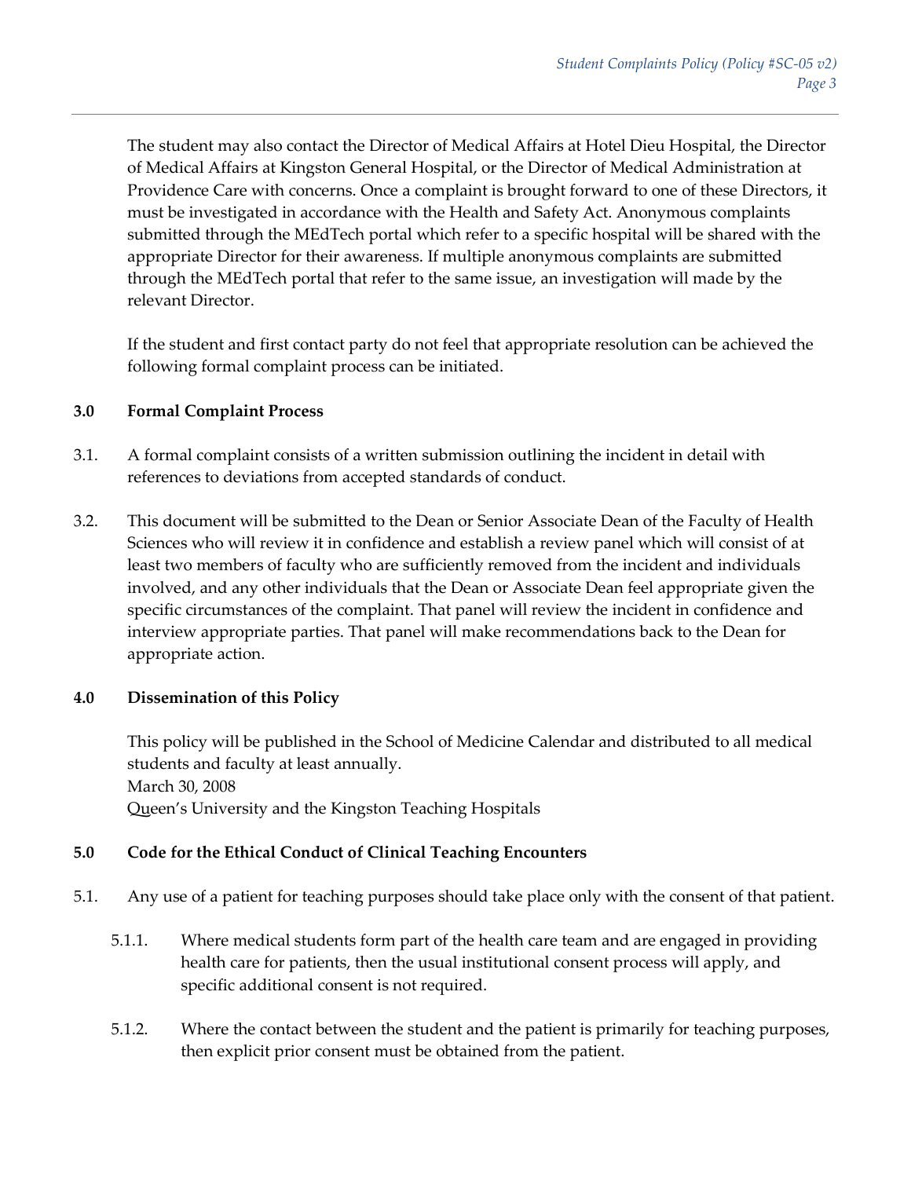The student may also contact the Director of Medical Affairs at Hotel Dieu Hospital, the Director of Medical Affairs at Kingston General Hospital, or the Director of Medical Administration at Providence Care with concerns. Once a complaint is brought forward to one of these Directors, it must be investigated in accordance with the Health and Safety Act. Anonymous complaints submitted through the MEdTech portal which refer to a specific hospital will be shared with the appropriate Director for their awareness. If multiple anonymous complaints are submitted through the MEdTech portal that refer to the same issue, an investigation will made by the relevant Director.

If the student and first contact party do not feel that appropriate resolution can be achieved the following formal complaint process can be initiated.

## 3.0 Formal Complaint Process

3.1. A formal complaint consists of a written submission outlining the incident in detail with references to deviations from accepted standards of conduct.

3.2. This document will be submitted to the Dean or Senior Associate Dean of the Faculty of Health Sciences who will review it in confidence and establish a review panel which will consist of at least two members of faculty who are sufficiently removed from the incident and individuals involved, and any other individuals that the Dean or Associate Dean feel appropriate given the specific circumstances of the complaint. That panel will review the incident in confidence and interview appropriate parties. That panel will make recommendations back to the Dean for appropriate action.

## 4.0 Dissemination of this Policy

This policy will be published in the School of Medicine Calendar and distributed to all medical students and faculty at least annually.
March 30, 2008
Queen's University and the Kingston Teaching Hospitals

## 5.0 Code for the Ethical Conduct of Clinical Teaching Encounters

5.1. Any use of a patient for teaching purposes should take place only with the consent of that patient.

5.1.1. Where medical students form part of the health care team and are engaged in providing health care for patients, then the usual institutional consent process will apply, and specific additional consent is not required.

5.1.2. Where the contact between the student and the patient is primarily for teaching purposes, then explicit prior consent must be obtained from the patient.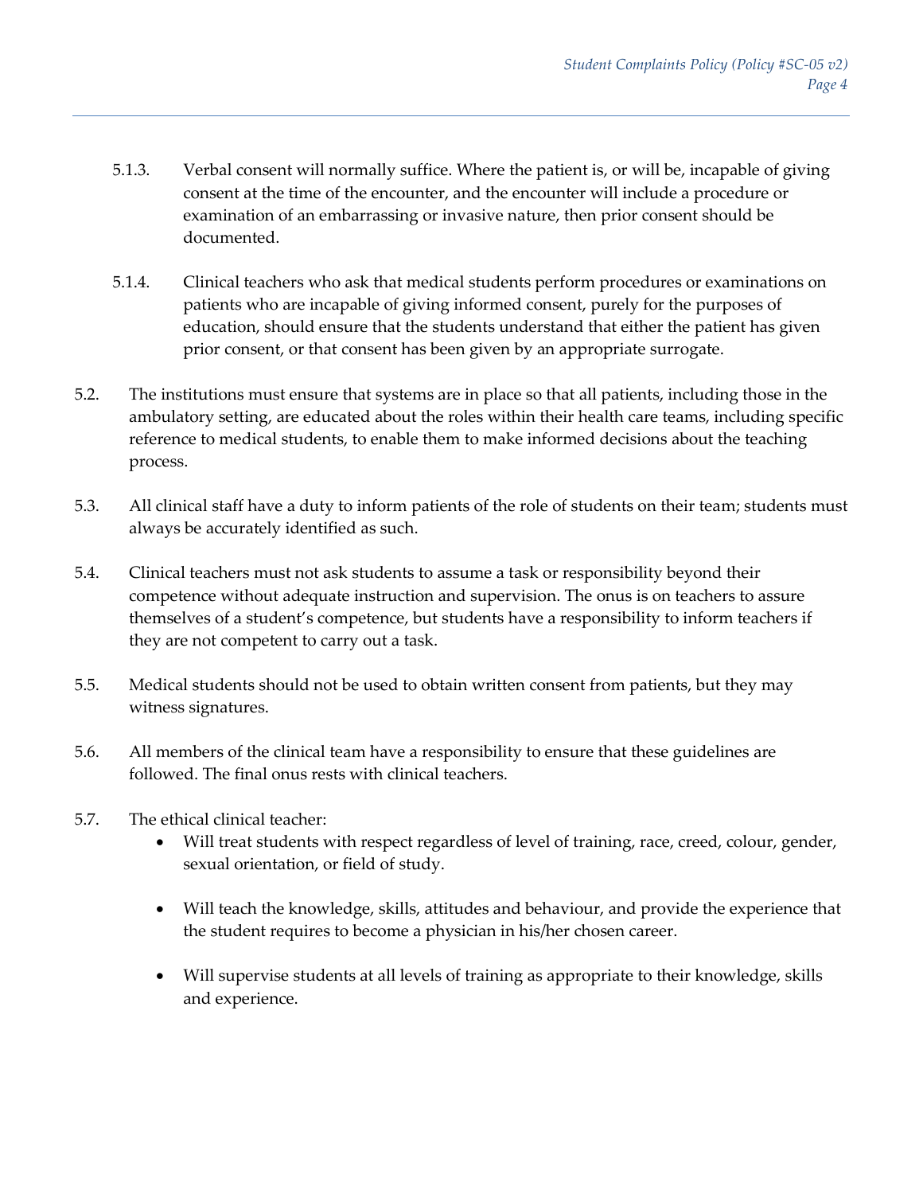5.1.3. Verbal consent will normally suffice. Where the patient is, or will be, incapable of giving consent at the time of the encounter, and the encounter will include a procedure or examination of an embarrassing or invasive nature, then prior consent should be documented.

5.1.4. Clinical teachers who ask that medical students perform procedures or examinations on patients who are incapable of giving informed consent, purely for the purposes of education, should ensure that the students understand that either the patient has given prior consent, or that consent has been given by an appropriate surrogate.

5.2. The institutions must ensure that systems are in place so that all patients, including those in the ambulatory setting, are educated about the roles within their health care teams, including specific reference to medical students, to enable them to make informed decisions about the teaching process.

5.3. All clinical staff have a duty to inform patients of the role of students on their team; students must always be accurately identified as such.

5.4. Clinical teachers must not ask students to assume a task or responsibility beyond their competence without adequate instruction and supervision. The onus is on teachers to assure themselves of a student's competence, but students have a responsibility to inform teachers if they are not competent to carry out a task.

5.5. Medical students should not be used to obtain written consent from patients, but they may witness signatures.

5.6. All members of the clinical team have a responsibility to ensure that these guidelines are followed. The final onus rests with clinical teachers.

5.7. The ethical clinical teacher:

- Will treat students with respect regardless of level of training, race, creed, colour, gender, sexual orientation, or field of study.
- Will teach the knowledge, skills, attitudes and behaviour, and provide the experience that the student requires to become a physician in his/her chosen career.
- Will supervise students at all levels of training as appropriate to their knowledge, skills and experience.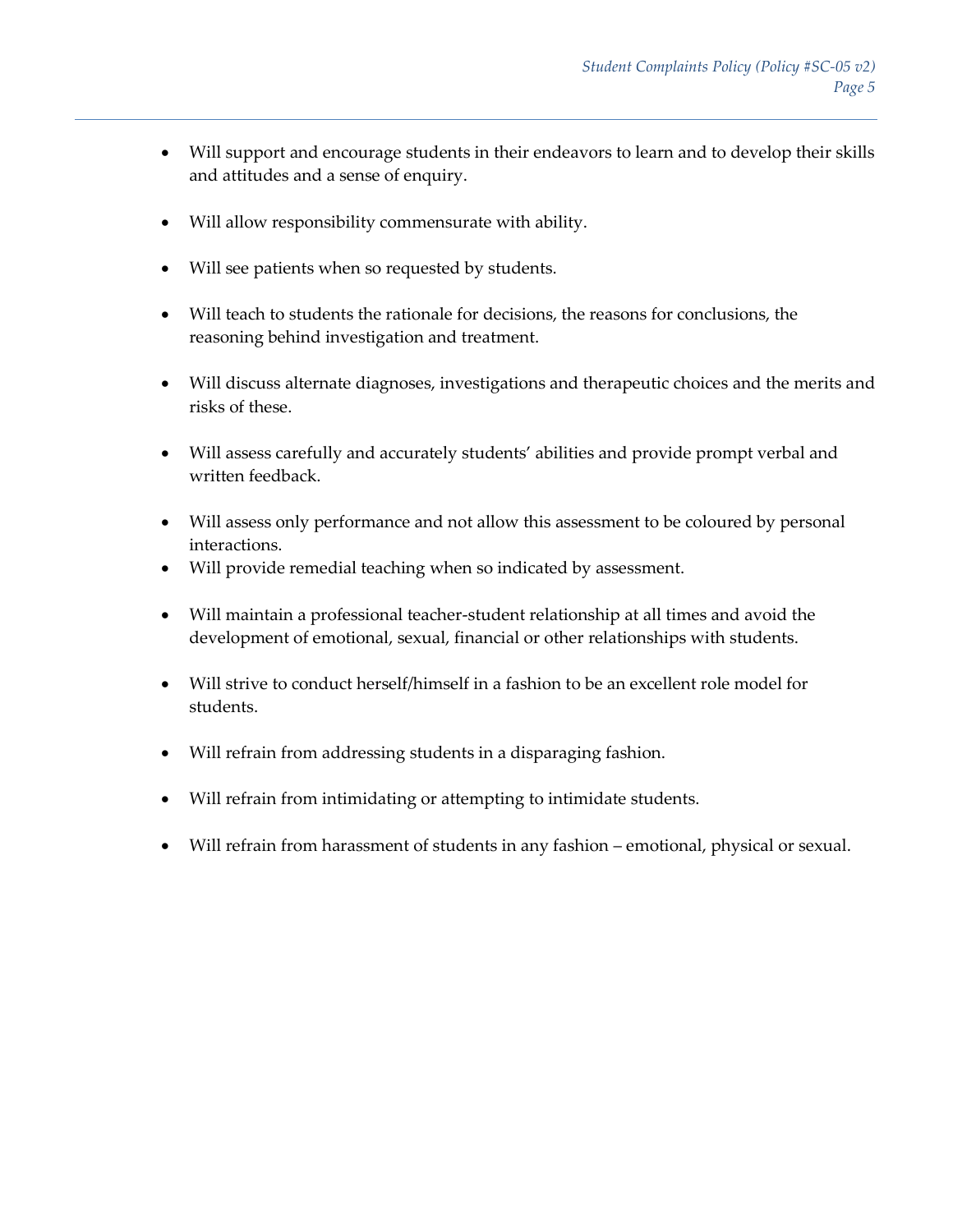- Will support and encourage students in their endeavors to learn and to develop their skills and attitudes and a sense of enquiry.

- Will allow responsibility commensurate with ability.

- Will see patients when so requested by students.

- Will teach to students the rationale for decisions, the reasons for conclusions, the reasoning behind investigation and treatment.

- Will discuss alternate diagnoses, investigations and therapeutic choices and the merits and risks of these.

- Will assess carefully and accurately students' abilities and provide prompt verbal and written feedback.

- Will assess only performance and not allow this assessment to be coloured by personal interactions.
- Will provide remedial teaching when so indicated by assessment.

- Will maintain a professional teacher-student relationship at all times and avoid the development of emotional, sexual, financial or other relationships with students.

- Will strive to conduct herself/himself in a fashion to be an excellent role model for students.

- Will refrain from addressing students in a disparaging fashion.

- Will refrain from intimidating or attempting to intimidate students.

- Will refrain from harassment of students in any fashion – emotional, physical or sexual.